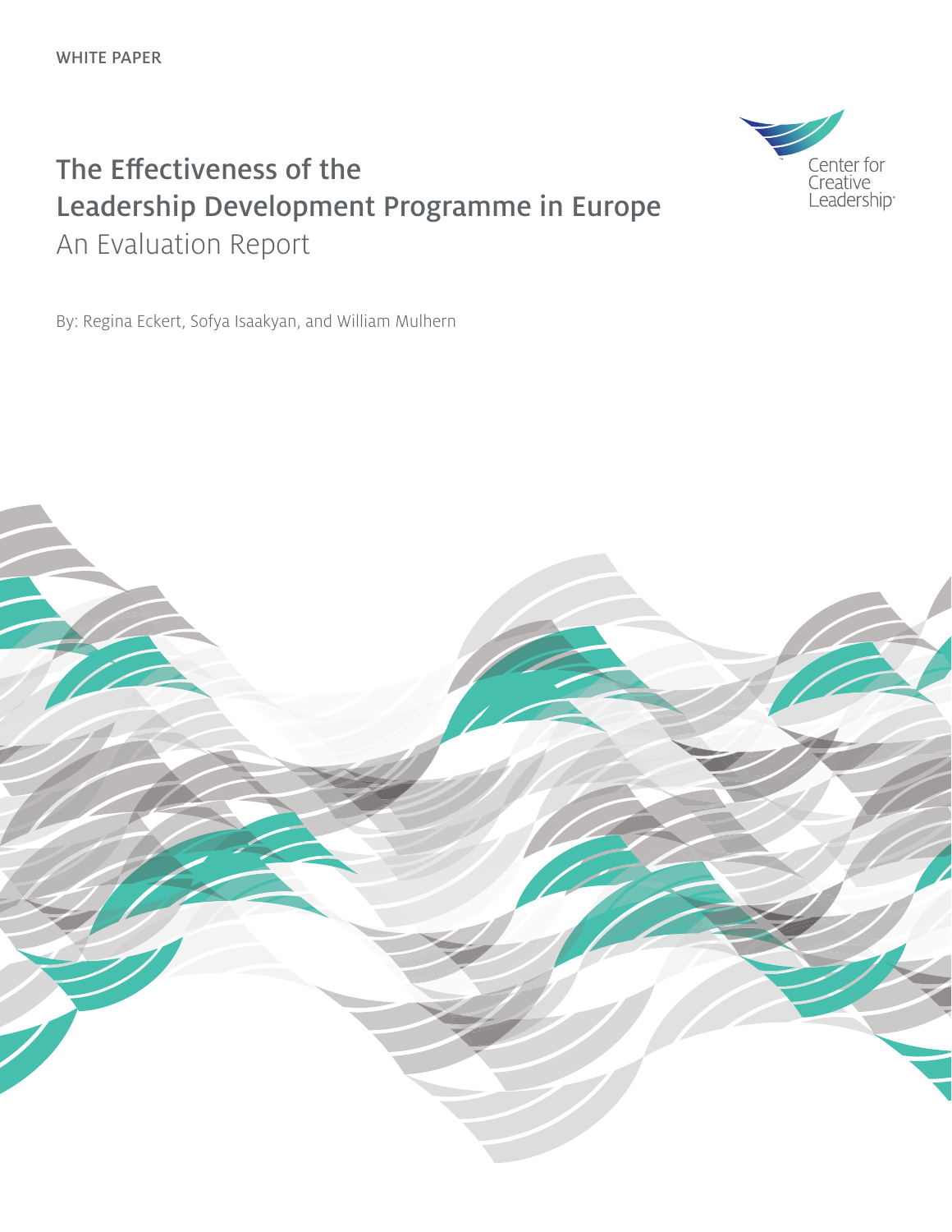WHITE PAPER

# The Effectiveness of the Leadership Development Programme in Europe

## An Evaluation Report

By: Regina Eckert, Sofya Isaakyan, and William Mulhern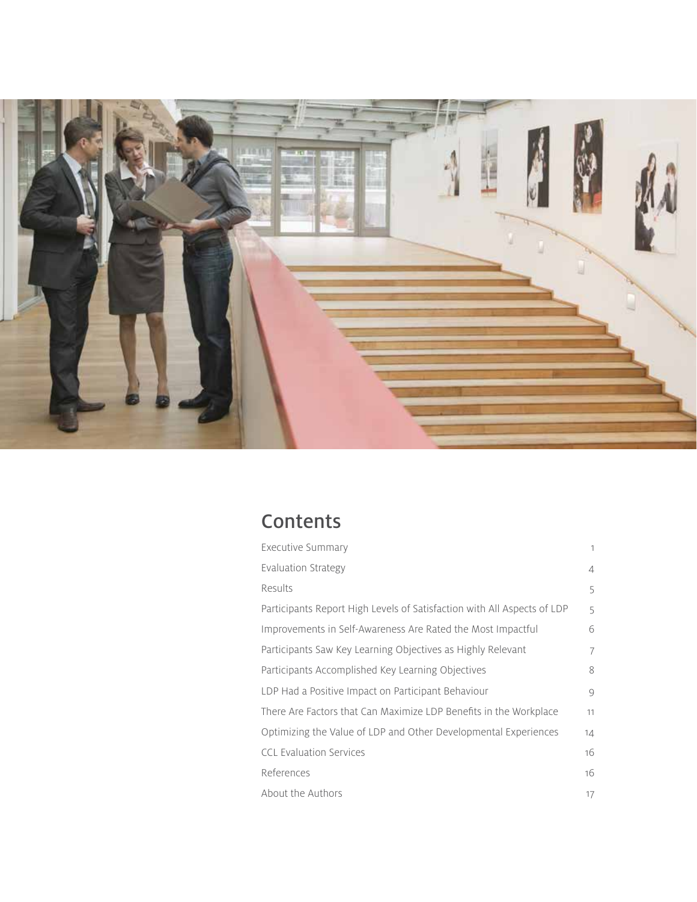## Contents

| | |
|---|---|
| Executive Summary | 1 |
| Evaluation Strategy | 4 |
| Results | 5 |
| Participants Report High Levels of Satisfaction with All Aspects of LDP | 5 |
| Improvements in Self-Awareness Are Rated the Most Impactful | 6 |
| Participants Saw Key Learning Objectives as Highly Relevant | 7 |
| Participants Accomplished Key Learning Objectives | 8 |
| LDP Had a Positive Impact on Participant Behaviour | 9 |
| There Are Factors that Can Maximize LDP Benefits in the Workplace | 11 |
| Optimizing the Value of LDP and Other Developmental Experiences | 14 |
| CCL Evaluation Services | 16 |
| References | 16 |
| About the Authors | 17 |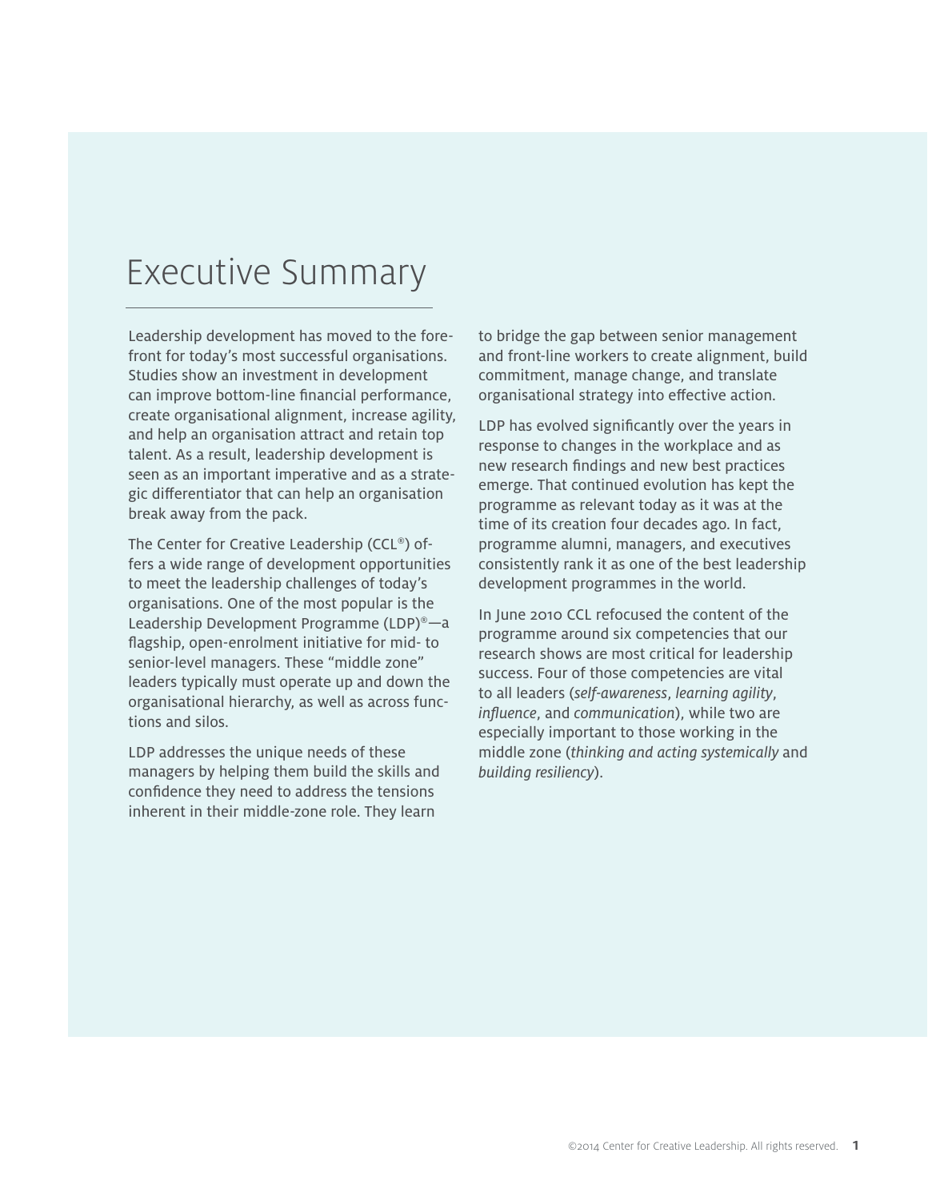# Executive Summary

Leadership development has moved to the forefront for today's most successful organisations. Studies show an investment in development can improve bottom-line financial performance, create organisational alignment, increase agility, and help an organisation attract and retain top talent. As a result, leadership development is seen as an important imperative and as a strategic differentiator that can help an organisation break away from the pack.

The Center for Creative Leadership (CCL®) offers a wide range of development opportunities to meet the leadership challenges of today's organisations. One of the most popular is the Leadership Development Programme (LDP)®—a flagship, open-enrolment initiative for mid- to senior-level managers. These "middle zone" leaders typically must operate up and down the organisational hierarchy, as well as across functions and silos.

LDP addresses the unique needs of these managers by helping them build the skills and confidence they need to address the tensions inherent in their middle-zone role. They learn to bridge the gap between senior management and front-line workers to create alignment, build commitment, manage change, and translate organisational strategy into effective action.

LDP has evolved significantly over the years in response to changes in the workplace and as new research findings and new best practices emerge. That continued evolution has kept the programme as relevant today as it was at the time of its creation four decades ago. In fact, programme alumni, managers, and executives consistently rank it as one of the best leadership development programmes in the world.

In June 2010 CCL refocused the content of the programme around six competencies that our research shows are most critical for leadership success. Four of those competencies are vital to all leaders (*self-awareness*, *learning agility*, *influence*, and *communication*), while two are especially important to those working in the middle zone (*thinking and acting systemically* and *building resiliency*).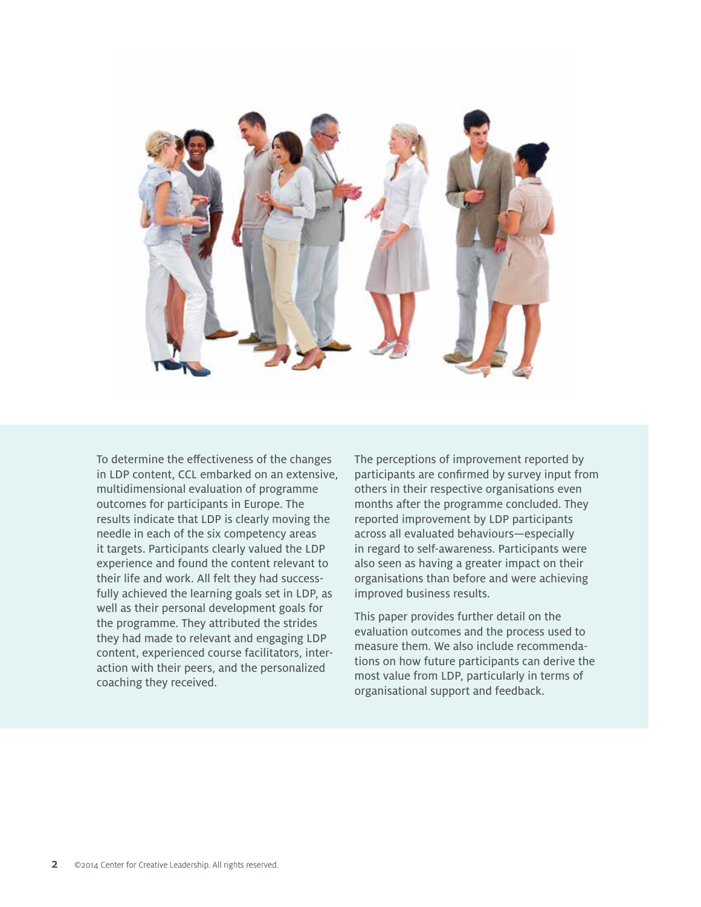To determine the effectiveness of the changes in LDP content, CCL embarked on an extensive, multidimensional evaluation of programme outcomes for participants in Europe. The results indicate that LDP is clearly moving the needle in each of the six competency areas it targets. Participants clearly valued the LDP experience and found the content relevant to their life and work. All felt they had successfully achieved the learning goals set in LDP, as well as their personal development goals for the programme. They attributed the strides they had made to relevant and engaging LDP content, experienced course facilitators, interaction with their peers, and the personalized coaching they received.

The perceptions of improvement reported by participants are confirmed by survey input from others in their respective organisations even months after the programme concluded. They reported improvement by LDP participants across all evaluated behaviours—especially in regard to self-awareness. Participants were also seen as having a greater impact on their organisations than before and were achieving improved business results.

This paper provides further detail on the evaluation outcomes and the process used to measure them. We also include recommendations on how future participants can derive the most value from LDP, particularly in terms of organisational support and feedback.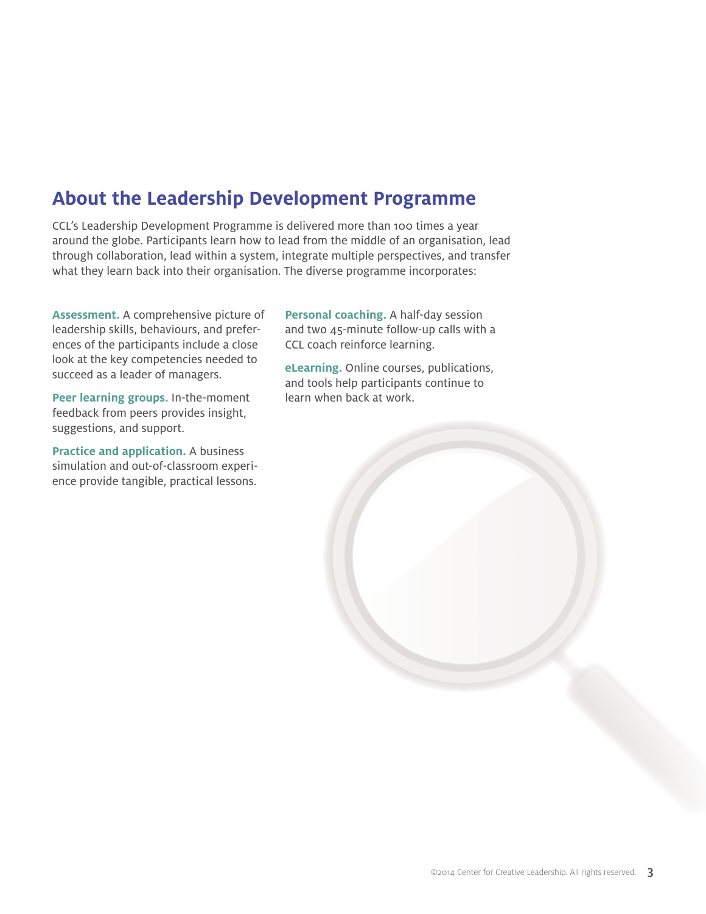## About the Leadership Development Programme

CCL's Leadership Development Programme is delivered more than 100 times a year around the globe. Participants learn how to lead from the middle of an organisation, lead through collaboration, lead within a system, integrate multiple perspectives, and transfer what they learn back into their organisation. The diverse programme incorporates:

**Assessment.** A comprehensive picture of leadership skills, behaviours, and preferences of the participants include a close look at the key competencies needed to succeed as a leader of managers.

**Peer learning groups.** In-the-moment feedback from peers provides insight, suggestions, and support.

**Practice and application.** A business simulation and out-of-classroom experience provide tangible, practical lessons.

**Personal coaching.** A half-day session and two 45-minute follow-up calls with a CCL coach reinforce learning.

**eLearning.** Online courses, publications, and tools help participants continue to learn when back at work.

©2014 Center for Creative Leadership. All rights reserved.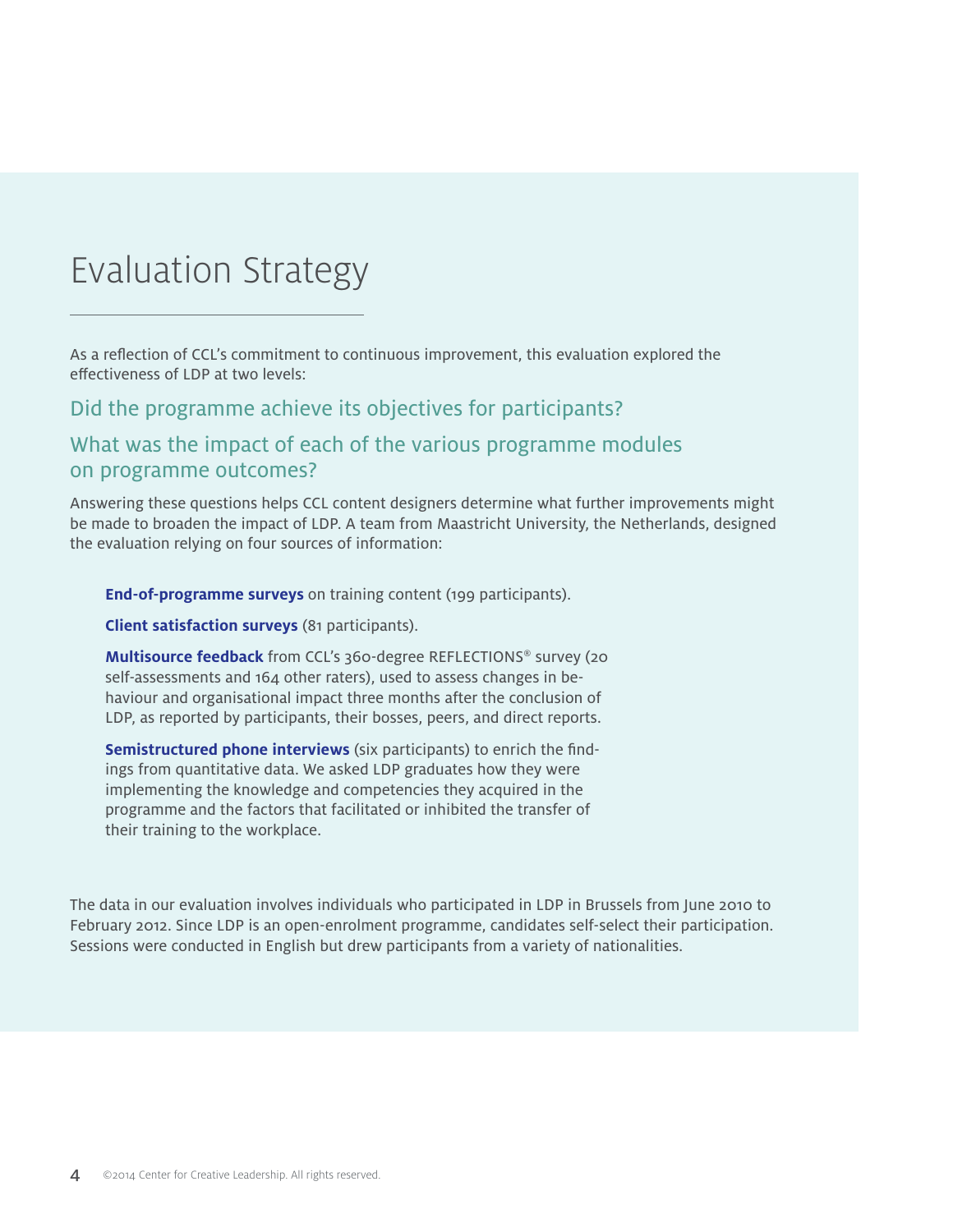# Evaluation Strategy

As a reflection of CCL's commitment to continuous improvement, this evaluation explored the effectiveness of LDP at two levels:

### Did the programme achieve its objectives for participants?

### What was the impact of each of the various programme modules on programme outcomes?

Answering these questions helps CCL content designers determine what further improvements might be made to broaden the impact of LDP. A team from Maastricht University, the Netherlands, designed the evaluation relying on four sources of information:

**End-of-programme surveys** on training content (199 participants).

**Client satisfaction surveys** (81 participants).

**Multisource feedback** from CCL's 360-degree REFLECTIONS® survey (20 self-assessments and 164 other raters), used to assess changes in behaviour and organisational impact three months after the conclusion of LDP, as reported by participants, their bosses, peers, and direct reports.

**Semistructured phone interviews** (six participants) to enrich the findings from quantitative data. We asked LDP graduates how they were implementing the knowledge and competencies they acquired in the programme and the factors that facilitated or inhibited the transfer of their training to the workplace.

The data in our evaluation involves individuals who participated in LDP in Brussels from June 2010 to February 2012. Since LDP is an open-enrolment programme, candidates self-select their participation. Sessions were conducted in English but drew participants from a variety of nationalities.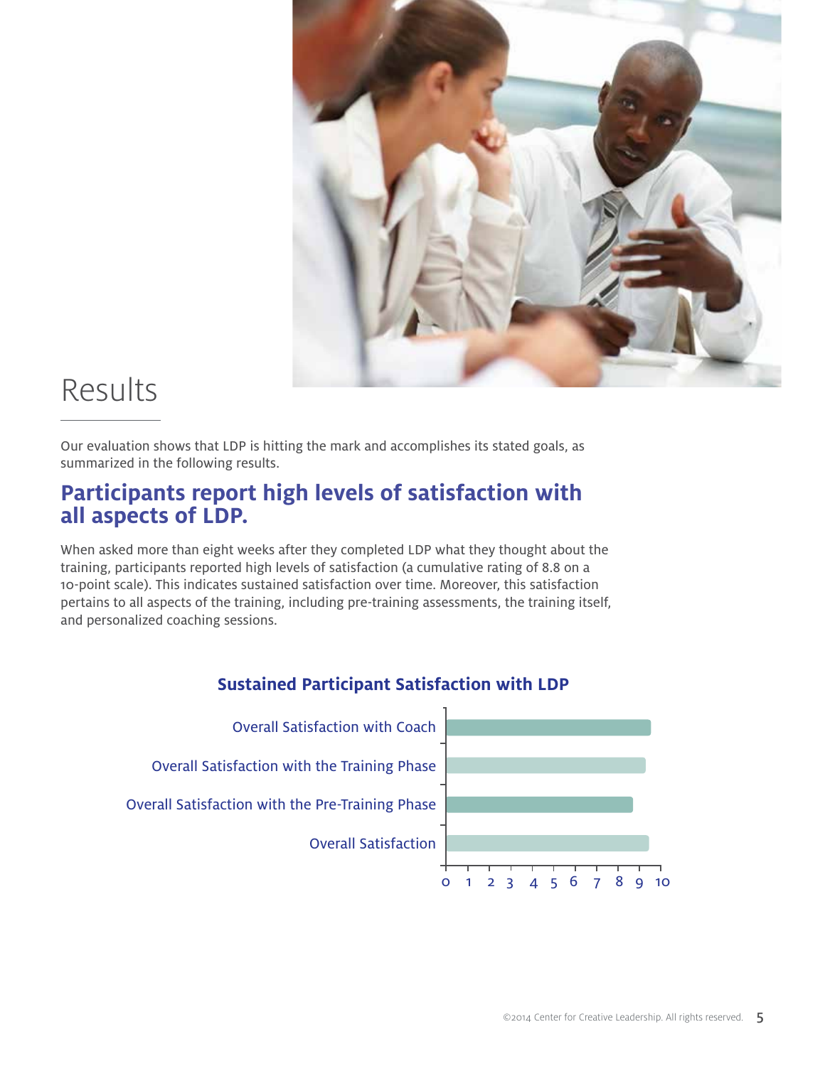# Results

Our evaluation shows that LDP is hitting the mark and accomplishes its stated goals, as summarized in the following results.

## Participants report high levels of satisfaction with all aspects of LDP.

When asked more than eight weeks after they completed LDP what they thought about the training, participants reported high levels of satisfaction (a cumulative rating of 8.8 on a 10-point scale). This indicates sustained satisfaction over time. Moreover, this satisfaction pertains to all aspects of the training, including pre-training assessments, the training itself, and personalized coaching sessions.

### Sustained Participant Satisfaction with LDP

- Overall Satisfaction with Coach
- Overall Satisfaction with the Training Phase
- Overall Satisfaction with the Pre-Training Phase
- Overall Satisfaction

Scale: 0 1 2 3 4 5 6 7 8 9 10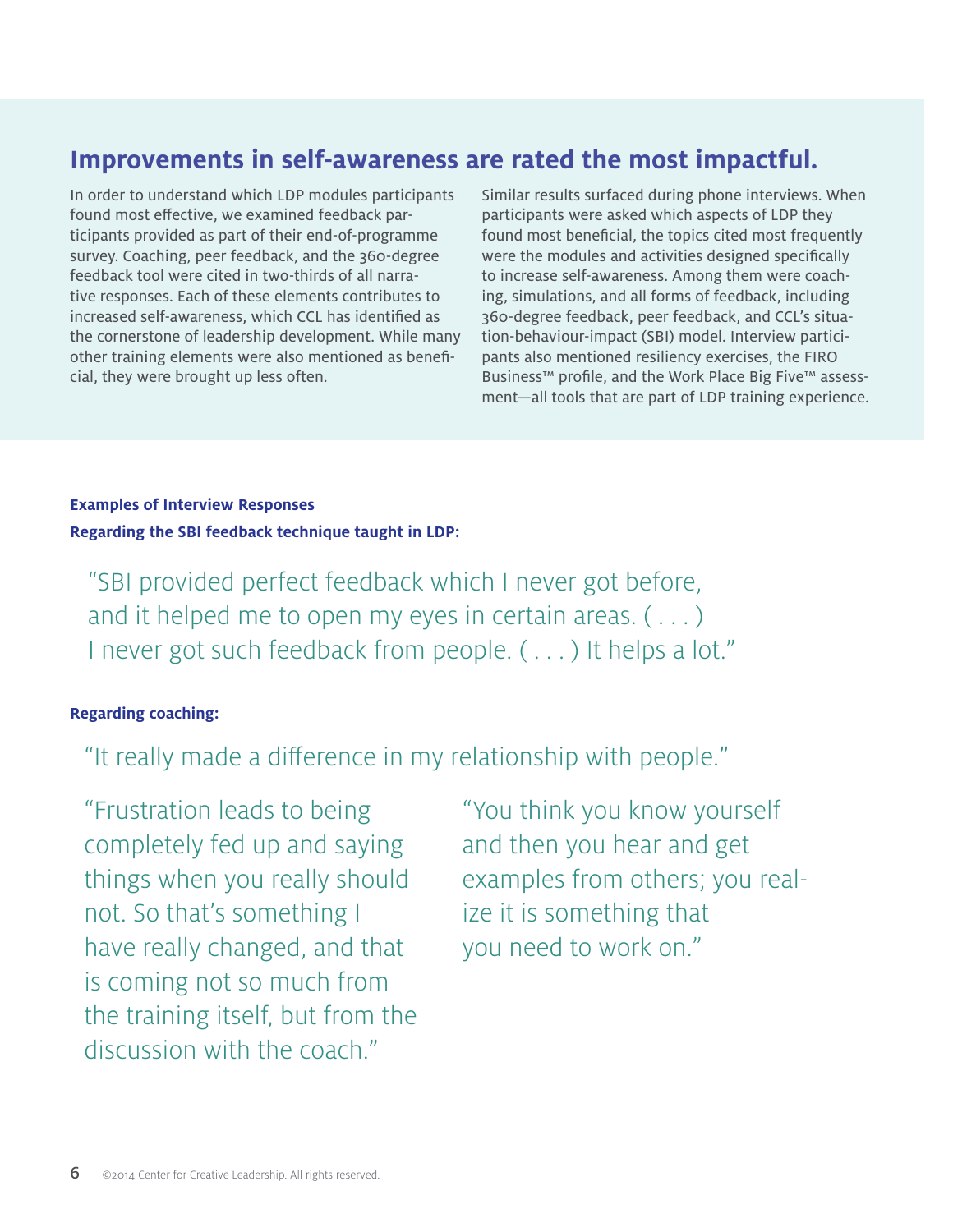## Improvements in self-awareness are rated the most impactful.

In order to understand which LDP modules participants found most effective, we examined feedback participants provided as part of their end-of-programme survey. Coaching, peer feedback, and the 360-degree feedback tool were cited in two-thirds of all narrative responses. Each of these elements contributes to increased self-awareness, which CCL has identified as the cornerstone of leadership development. While many other training elements were also mentioned as beneficial, they were brought up less often.

Similar results surfaced during phone interviews. When participants were asked which aspects of LDP they found most beneficial, the topics cited most frequently were the modules and activities designed specifically to increase self-awareness. Among them were coaching, simulations, and all forms of feedback, including 360-degree feedback, peer feedback, and CCL's situation-behaviour-impact (SBI) model. Interview participants also mentioned resiliency exercises, the FIRO Business™ profile, and the Work Place Big Five™ assessment—all tools that are part of LDP training experience.

**Examples of Interview Responses**

**Regarding the SBI feedback technique taught in LDP:**

> "SBI provided perfect feedback which I never got before, and it helped me to open my eyes in certain areas. ( . . . ) I never got such feedback from people. ( . . . ) It helps a lot."

**Regarding coaching:**

> "It really made a difference in my relationship with people."

> "Frustration leads to being completely fed up and saying things when you really should not. So that's something I have really changed, and that is coming not so much from the training itself, but from the discussion with the coach."

> "You think you know yourself and then you hear and get examples from others; you realize it is something that you need to work on."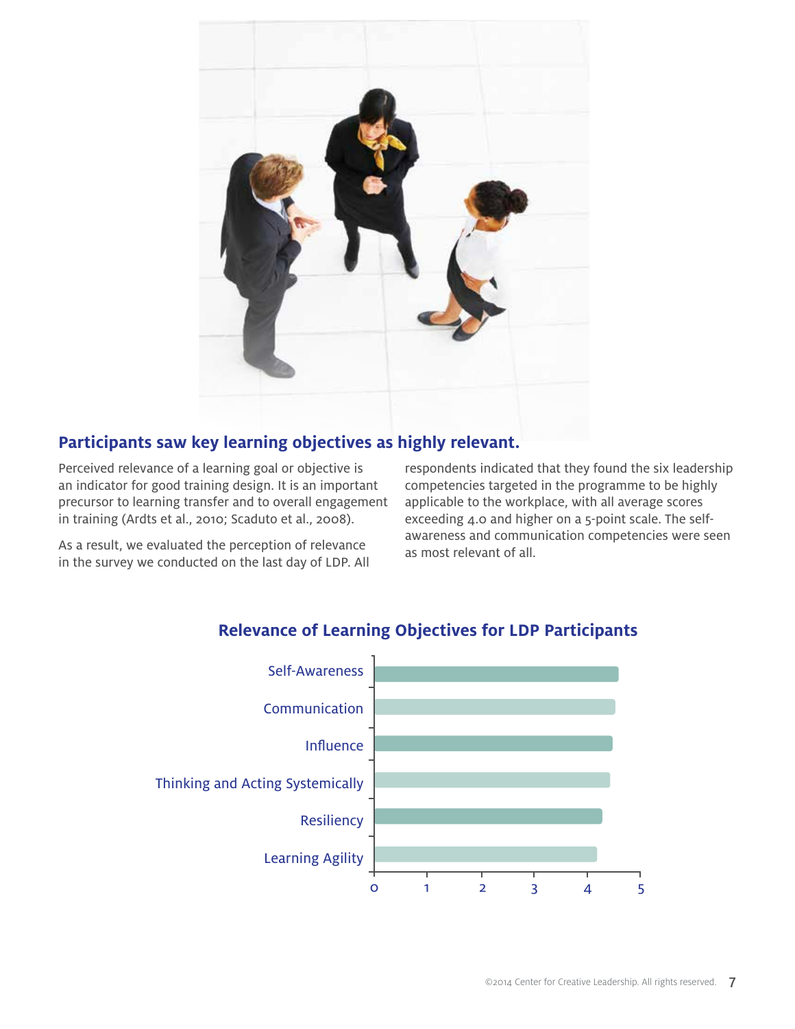## Participants saw key learning objectives as highly relevant.

Perceived relevance of a learning goal or objective is an indicator for good training design. It is an important precursor to learning transfer and to overall engagement in training (Ardts et al., 2010; Scaduto et al., 2008).

As a result, we evaluated the perception of relevance in the survey we conducted on the last day of LDP. All respondents indicated that they found the six leadership competencies targeted in the programme to be highly applicable to the workplace, with all average scores exceeding 4.0 and higher on a 5-point scale. The self-awareness and communication competencies were seen as most relevant of all.

### Relevance of Learning Objectives for LDP Participants

Self-Awareness

Communication

Influence

Thinking and Acting Systemically

Resiliency

Learning Agility

0 1 2 3 4 5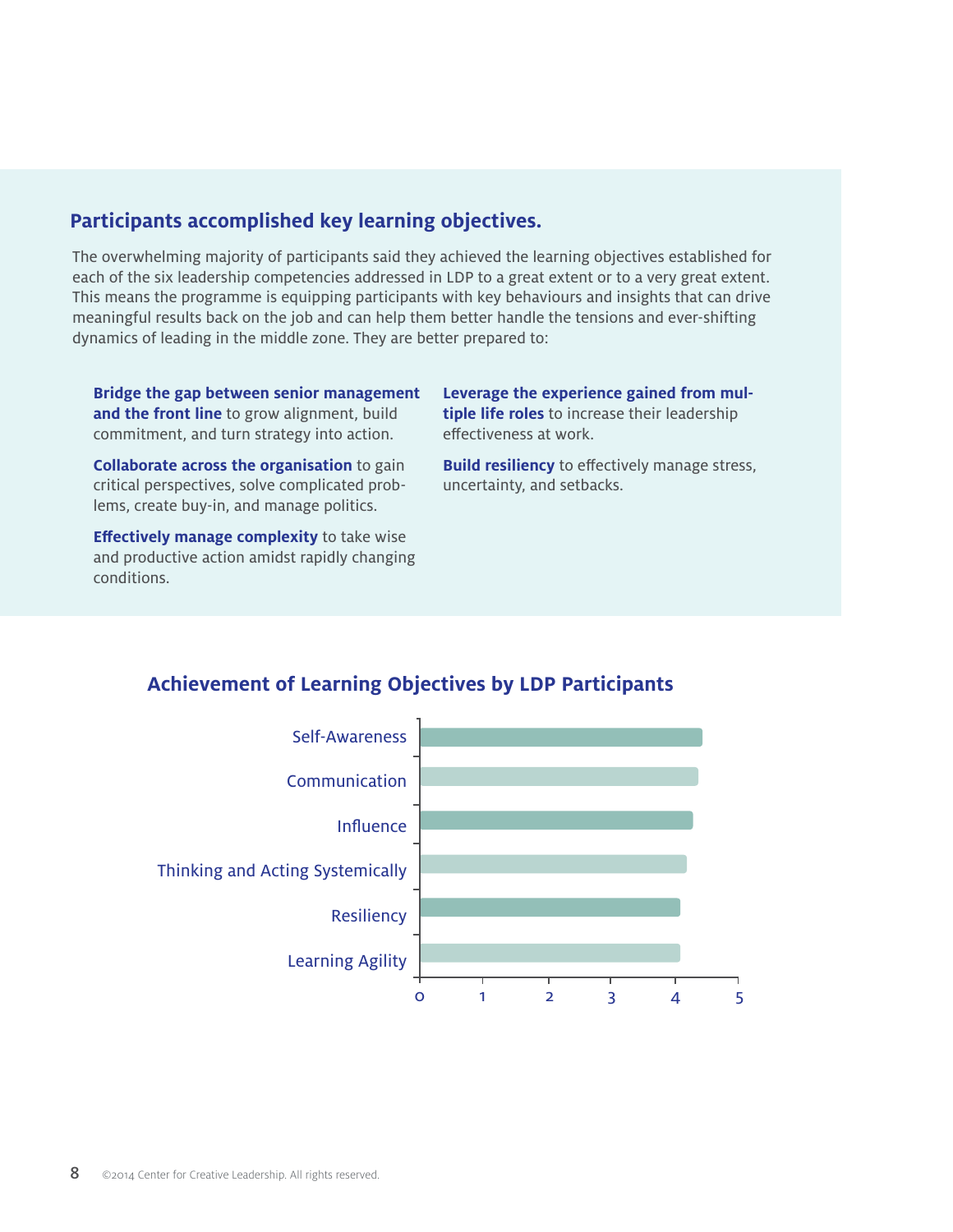## Participants accomplished key learning objectives.

The overwhelming majority of participants said they achieved the learning objectives established for each of the six leadership competencies addressed in LDP to a great extent or to a very great extent. This means the programme is equipping participants with key behaviours and insights that can drive meaningful results back on the job and can help them better handle the tensions and ever-shifting dynamics of leading in the middle zone. They are better prepared to:

**Bridge the gap between senior management and the front line** to grow alignment, build commitment, and turn strategy into action.

**Collaborate across the organisation** to gain critical perspectives, solve complicated problems, create buy-in, and manage politics.

**Effectively manage complexity** to take wise and productive action amidst rapidly changing conditions.

**Leverage the experience gained from multiple life roles** to increase their leadership effectiveness at work.

**Build resiliency** to effectively manage stress, uncertainty, and setbacks.

### Achievement of Learning Objectives by LDP Participants

| Learning Objective |
|---|
| Self-Awareness |
| Communication |
| Influence |
| Thinking and Acting Systemically |
| Resiliency |
| Learning Agility |

Scale: 0 1 2 3 4 5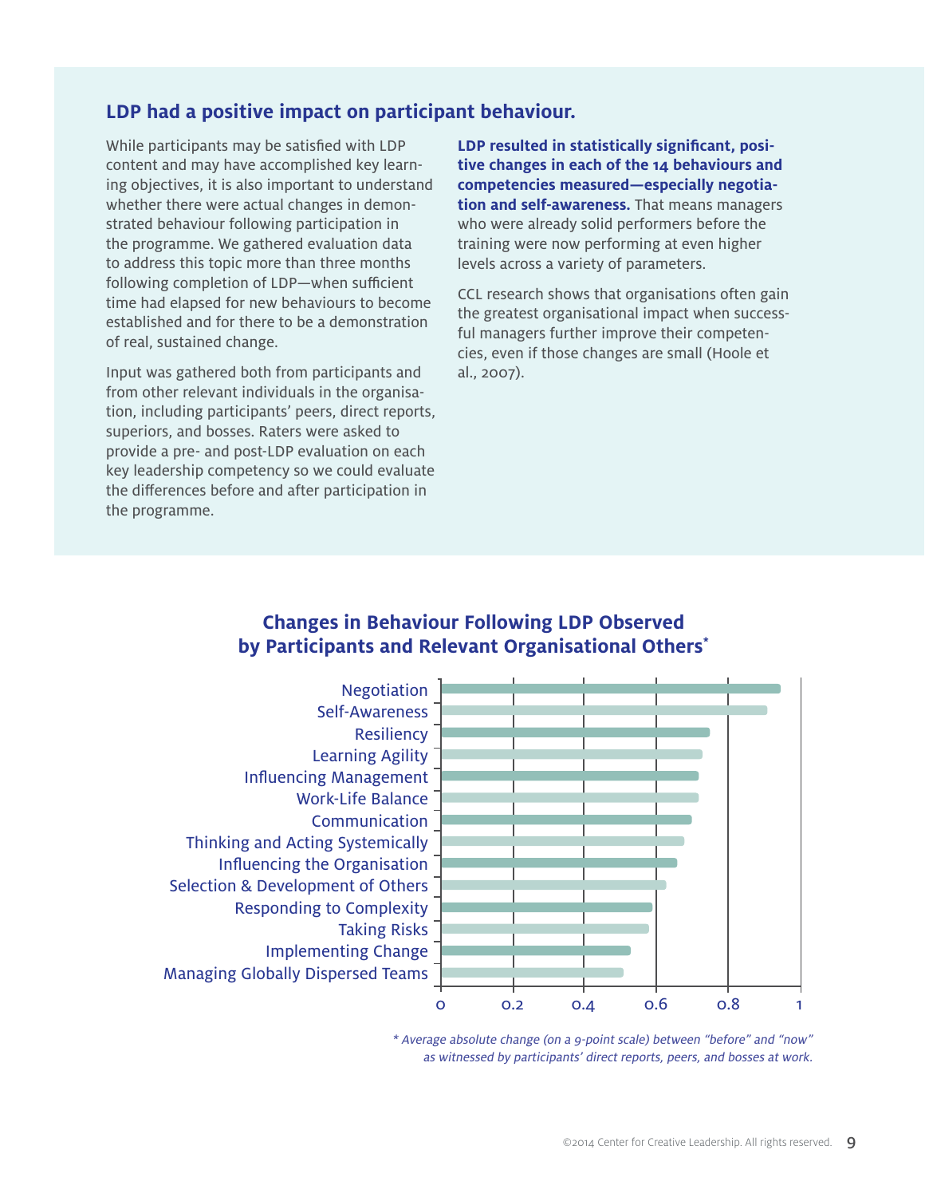## LDP had a positive impact on participant behaviour.

While participants may be satisfied with LDP content and may have accomplished key learning objectives, it is also important to understand whether there were actual changes in demonstrated behaviour following participation in the programme. We gathered evaluation data to address this topic more than three months following completion of LDP—when sufficient time had elapsed for new behaviours to become established and for there to be a demonstration of real, sustained change.

Input was gathered both from participants and from other relevant individuals in the organisation, including participants' peers, direct reports, superiors, and bosses. Raters were asked to provide a pre- and post-LDP evaluation on each key leadership competency so we could evaluate the differences before and after participation in the programme.

**LDP resulted in statistically significant, positive changes in each of the 14 behaviours and competencies measured—especially negotiation and self-awareness.** That means managers who were already solid performers before the training were now performing at even higher levels across a variety of parameters.

CCL research shows that organisations often gain the greatest organisational impact when successful managers further improve their competencies, even if those changes are small (Hoole et al., 2007).

### Changes in Behaviour Following LDP Observed by Participants and Relevant Organisational Others*

- Negotiation
- Self-Awareness
- Resiliency
- Learning Agility
- Influencing Management
- Work-Life Balance
- Communication
- Thinking and Acting Systemically
- Influencing the Organisation
- Selection & Development of Others
- Responding to Complexity
- Taking Risks
- Implementing Change
- Managing Globally Dispersed Teams

0 | 0.2 | 0.4 | 0.6 | 0.8 | 1

*\* Average absolute change (on a 9-point scale) between "before" and "now" as witnessed by participants' direct reports, peers, and bosses at work.*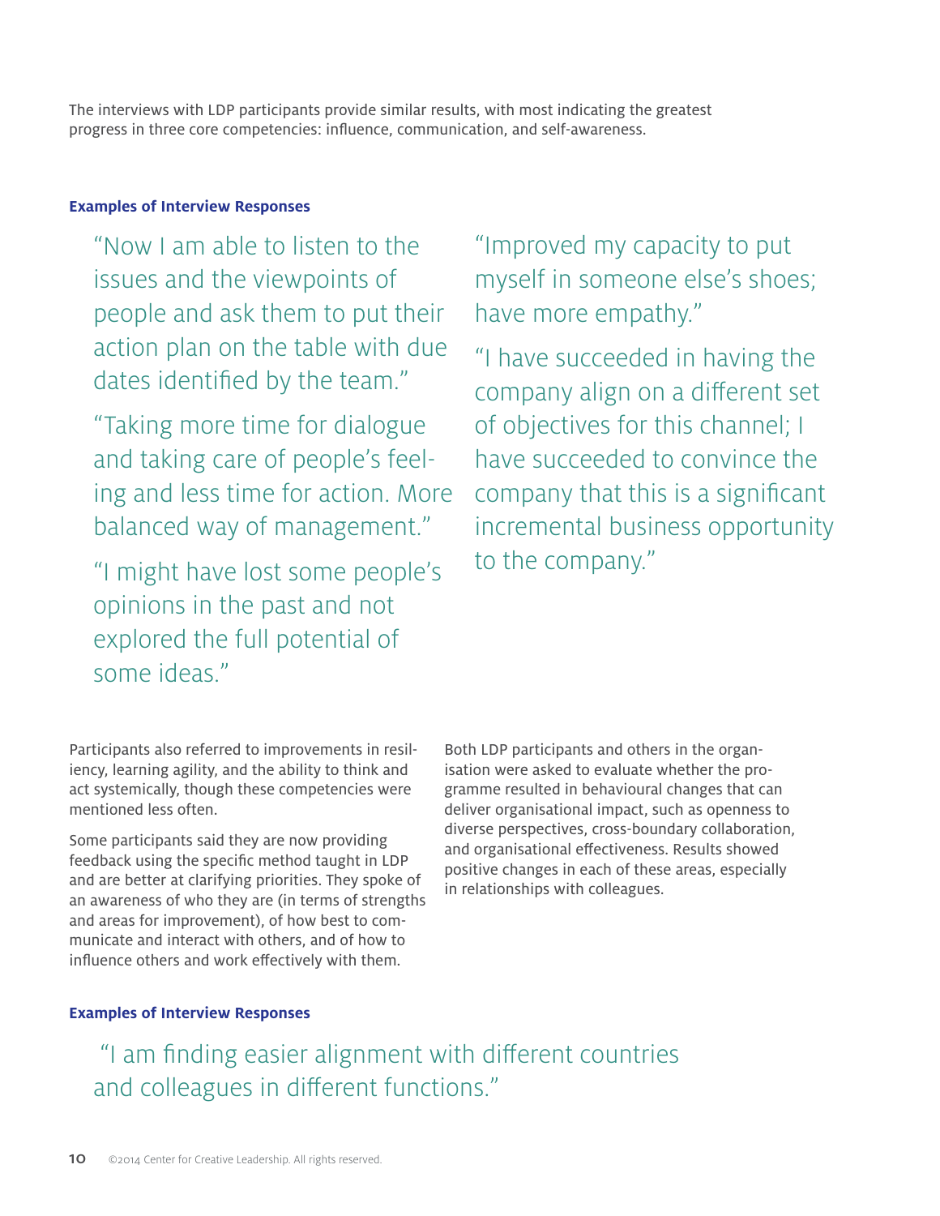The interviews with LDP participants provide similar results, with most indicating the greatest progress in three core competencies: influence, communication, and self-awareness.

**Examples of Interview Responses**

> "Now I am able to listen to the issues and the viewpoints of people and ask them to put their action plan on the table with due dates identified by the team."

> "Taking more time for dialogue and taking care of people's feeling and less time for action. More balanced way of management."

> "I might have lost some people's opinions in the past and not explored the full potential of some ideas."

> "Improved my capacity to put myself in someone else's shoes; have more empathy."

> "I have succeeded in having the company align on a different set of objectives for this channel; I have succeeded to convince the company that this is a significant incremental business opportunity to the company."

Participants also referred to improvements in resiliency, learning agility, and the ability to think and act systemically, though these competencies were mentioned less often.

Some participants said they are now providing feedback using the specific method taught in LDP and are better at clarifying priorities. They spoke of an awareness of who they are (in terms of strengths and areas for improvement), of how best to communicate and interact with others, and of how to influence others and work effectively with them.

Both LDP participants and others in the organisation were asked to evaluate whether the programme resulted in behavioural changes that can deliver organisational impact, such as openness to diverse perspectives, cross-boundary collaboration, and organisational effectiveness. Results showed positive changes in each of these areas, especially in relationships with colleagues.

**Examples of Interview Responses**

> "I am finding easier alignment with different countries and colleagues in different functions."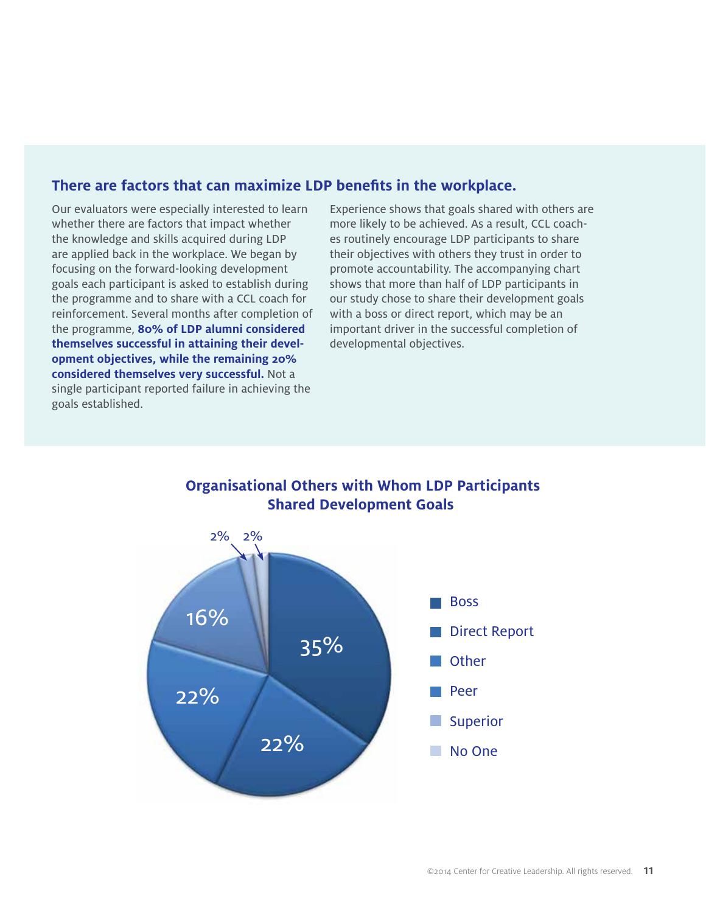## There are factors that can maximize LDP benefits in the workplace.

Our evaluators were especially interested to learn whether there are factors that impact whether the knowledge and skills acquired during LDP are applied back in the workplace. We began by focusing on the forward-looking development goals each participant is asked to establish during the programme and to share with a CCL coach for reinforcement. Several months after completion of the programme, **80% of LDP alumni considered themselves successful in attaining their development objectives, while the remaining 20% considered themselves very successful.** Not a single participant reported failure in achieving the goals established.

Experience shows that goals shared with others are more likely to be achieved. As a result, CCL coaches routinely encourage LDP participants to share their objectives with others they trust in order to promote accountability. The accompanying chart shows that more than half of LDP participants in our study chose to share their development goals with a boss or direct report, which may be an important driver in the successful completion of developmental objectives.

### Organisational Others with Whom LDP Participants Shared Development Goals

| Category | Percentage |
| --- | --- |
| Boss | 35% |
| Direct Report | 22% |
| Other | 22% |
| Peer | 16% |
| Superior | 2% |
| No One | 2% |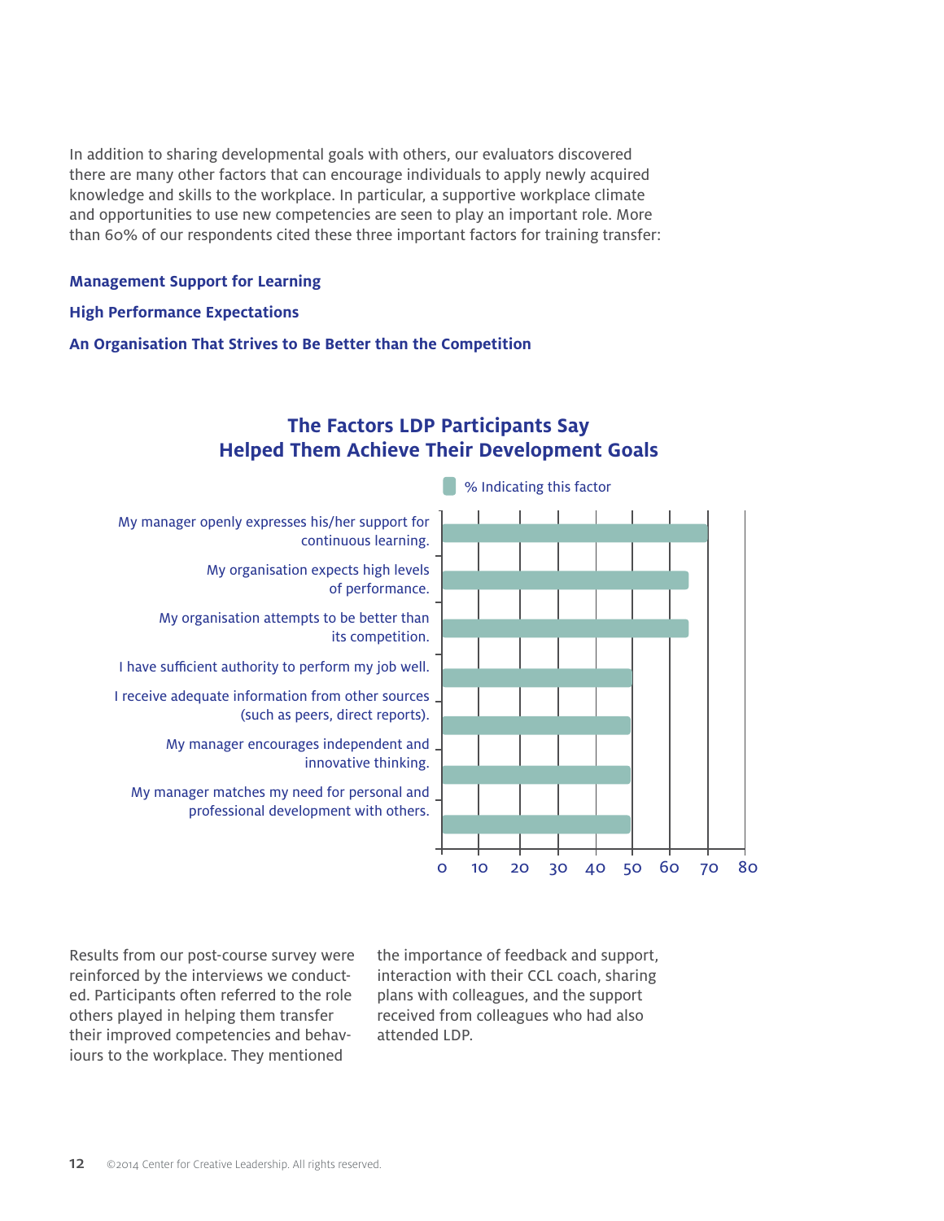In addition to sharing developmental goals with others, our evaluators discovered there are many other factors that can encourage individuals to apply newly acquired knowledge and skills to the workplace. In particular, a supportive workplace climate and opportunities to use new competencies are seen to play an important role. More than 60% of our respondents cited these three important factors for training transfer:

**Management Support for Learning**

**High Performance Expectations**

**An Organisation That Strives to Be Better than the Competition**

## The Factors LDP Participants Say Helped Them Achieve Their Development Goals

| Factor | % Indicating this factor |
|---|---|
| My manager openly expresses his/her support for continuous learning. | ~70 |
| My organisation expects high levels of performance. | ~65 |
| My organisation attempts to be better than its competition. | ~65 |
| I have sufficient authority to perform my job well. | ~50 |
| I receive adequate information from other sources (such as peers, direct reports). | ~50 |
| My manager encourages independent and innovative thinking. | ~50 |
| My manager matches my need for personal and professional development with others. | ~50 |

Results from our post-course survey were reinforced by the interviews we conducted. Participants often referred to the role others played in helping them transfer their improved competencies and behaviours to the workplace. They mentioned the importance of feedback and support, interaction with their CCL coach, sharing plans with colleagues, and the support received from colleagues who had also attended LDP.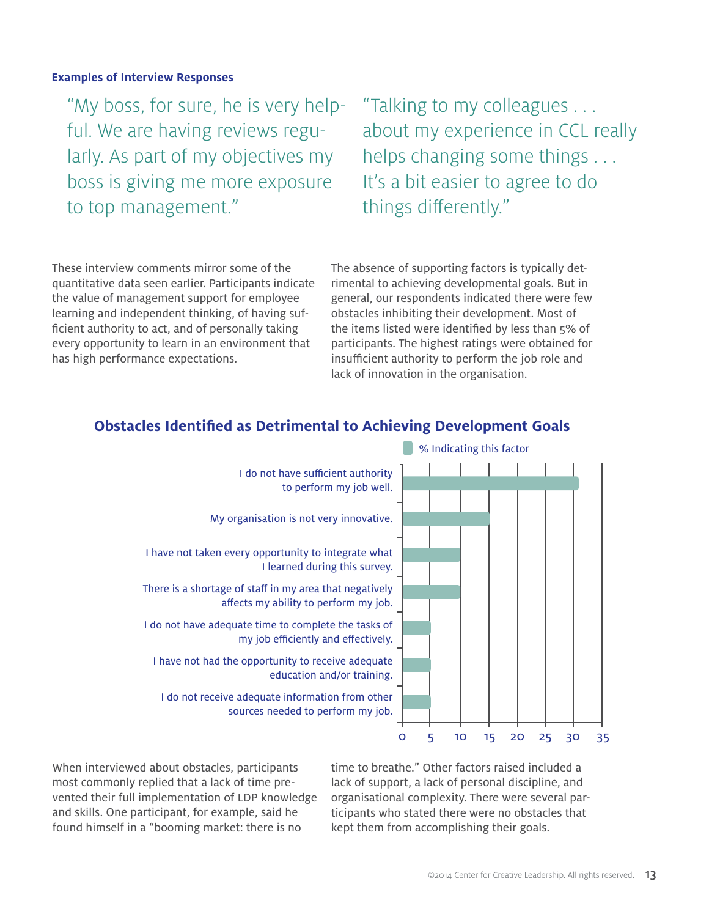**Examples of Interview Responses**

> "My boss, for sure, he is very helpful. We are having reviews regularly. As part of my objectives my boss is giving me more exposure to top management."

> "Talking to my colleagues . . . about my experience in CCL really helps changing some things . . . It's a bit easier to agree to do things differently."

These interview comments mirror some of the quantitative data seen earlier. Participants indicate the value of management support for employee learning and independent thinking, of having sufficient authority to act, and of personally taking every opportunity to learn in an environment that has high performance expectations.

The absence of supporting factors is typically detrimental to achieving developmental goals. But in general, our respondents indicated there were few obstacles inhibiting their development. Most of the items listed were identified by less than 5% of participants. The highest ratings were obtained for insufficient authority to perform the job role and lack of innovation in the organisation.

### Obstacles Identified as Detrimental to Achieving Development Goals

| Obstacle | % Indicating this factor |
|---|---|
| I do not have sufficient authority to perform my job well. | ~31 |
| My organisation is not very innovative. | ~15 |
| I have not taken every opportunity to integrate what I learned during this survey. | ~10 |
| There is a shortage of staff in my area that negatively affects my ability to perform my job. | ~10 |
| I do not have adequate time to complete the tasks of my job efficiently and effectively. | ~5 |
| I have not had the opportunity to receive adequate education and/or training. | ~5 |
| I do not receive adequate information from other sources needed to perform my job. | ~5 |

When interviewed about obstacles, participants most commonly replied that a lack of time prevented their full implementation of LDP knowledge and skills. One participant, for example, said he found himself in a "booming market: there is no time to breathe." Other factors raised included a lack of support, a lack of personal discipline, and organisational complexity. There were several participants who stated there were no obstacles that kept them from accomplishing their goals.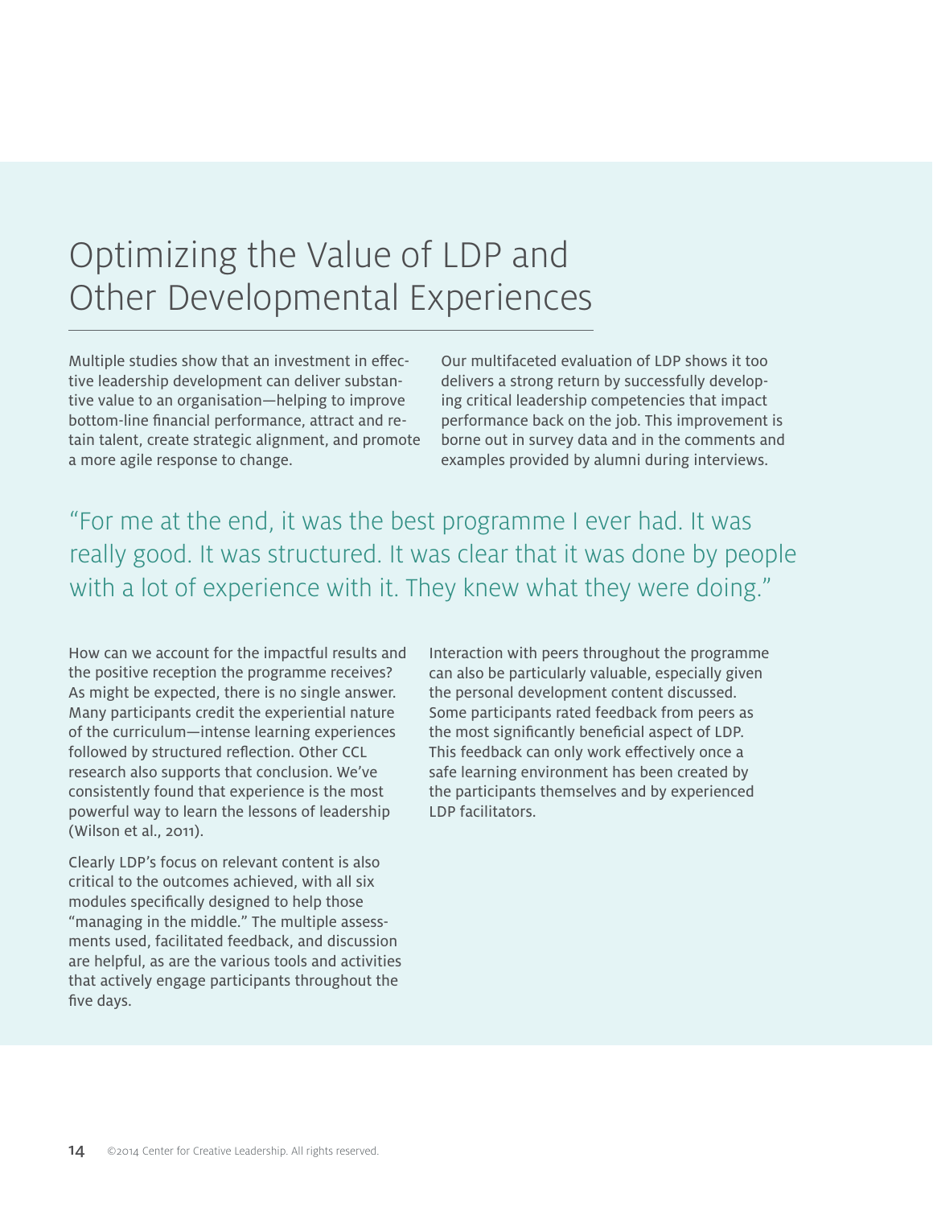# Optimizing the Value of LDP and Other Developmental Experiences

Multiple studies show that an investment in effective leadership development can deliver substantive value to an organisation—helping to improve bottom-line financial performance, attract and retain talent, create strategic alignment, and promote a more agile response to change.

Our multifaceted evaluation of LDP shows it too delivers a strong return by successfully developing critical leadership competencies that impact performance back on the job. This improvement is borne out in survey data and in the comments and examples provided by alumni during interviews.

> "For me at the end, it was the best programme I ever had. It was really good. It was structured. It was clear that it was done by people with a lot of experience with it. They knew what they were doing."

How can we account for the impactful results and the positive reception the programme receives? As might be expected, there is no single answer. Many participants credit the experiential nature of the curriculum—intense learning experiences followed by structured reflection. Other CCL research also supports that conclusion. We've consistently found that experience is the most powerful way to learn the lessons of leadership (Wilson et al., 2011).

Clearly LDP's focus on relevant content is also critical to the outcomes achieved, with all six modules specifically designed to help those "managing in the middle." The multiple assessments used, facilitated feedback, and discussion are helpful, as are the various tools and activities that actively engage participants throughout the five days.

Interaction with peers throughout the programme can also be particularly valuable, especially given the personal development content discussed. Some participants rated feedback from peers as the most significantly beneficial aspect of LDP. This feedback can only work effectively once a safe learning environment has been created by the participants themselves and by experienced LDP facilitators.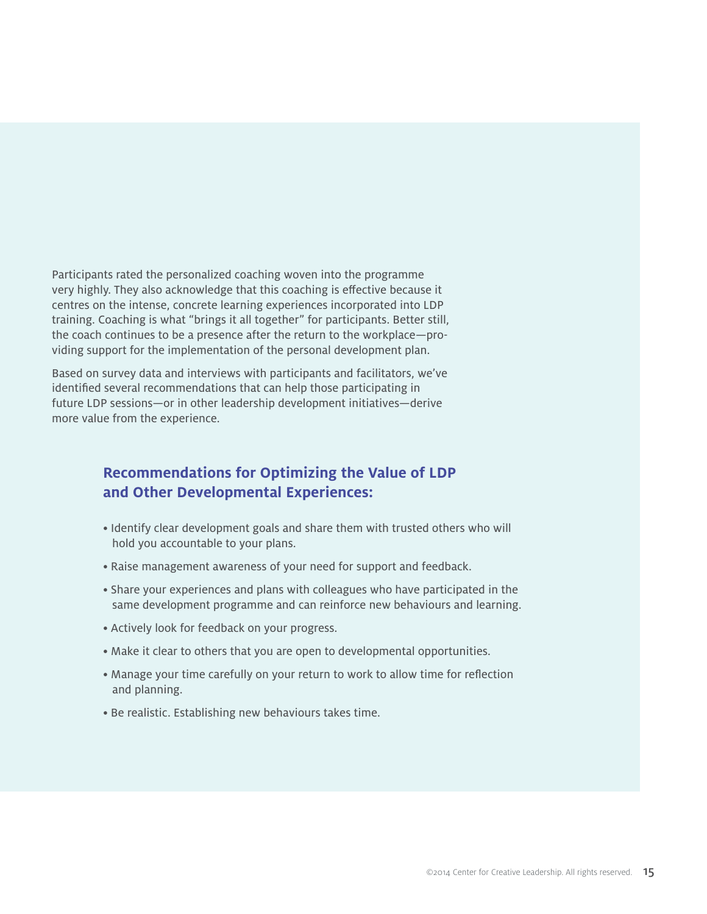Participants rated the personalized coaching woven into the programme very highly. They also acknowledge that this coaching is effective because it centres on the intense, concrete learning experiences incorporated into LDP training. Coaching is what "brings it all together" for participants. Better still, the coach continues to be a presence after the return to the workplace—providing support for the implementation of the personal development plan.

Based on survey data and interviews with participants and facilitators, we've identified several recommendations that can help those participating in future LDP sessions—or in other leadership development initiatives—derive more value from the experience.

## Recommendations for Optimizing the Value of LDP and Other Developmental Experiences:

- Identify clear development goals and share them with trusted others who will hold you accountable to your plans.
- Raise management awareness of your need for support and feedback.
- Share your experiences and plans with colleagues who have participated in the same development programme and can reinforce new behaviours and learning.
- Actively look for feedback on your progress.
- Make it clear to others that you are open to developmental opportunities.
- Manage your time carefully on your return to work to allow time for reflection and planning.
- Be realistic. Establishing new behaviours takes time.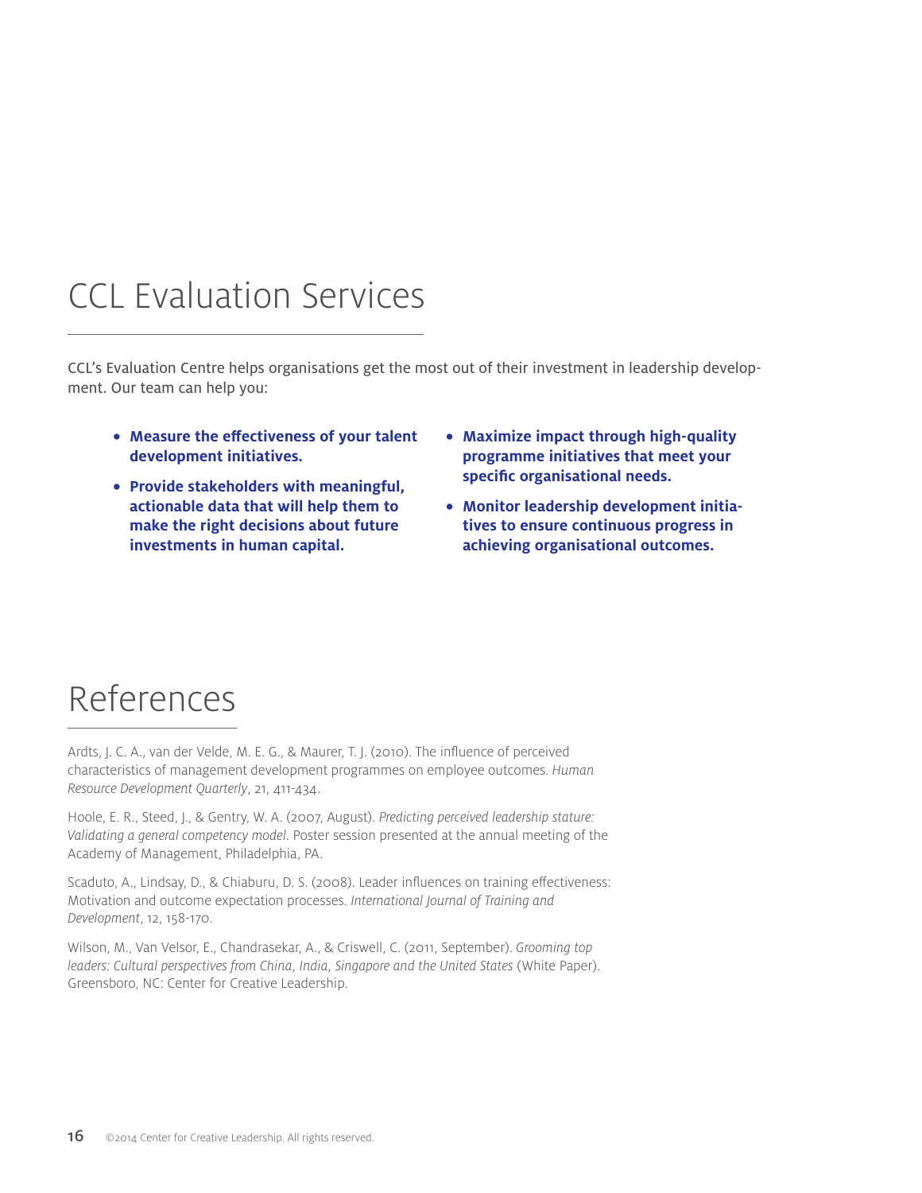# CCL Evaluation Services

CCL's Evaluation Centre helps organisations get the most out of their investment in leadership development. Our team can help you:

- **Measure the effectiveness of your talent development initiatives.**
- **Provide stakeholders with meaningful, actionable data that will help them to make the right decisions about future investments in human capital.**
- **Maximize impact through high-quality programme initiatives that meet your specific organisational needs.**
- **Monitor leadership development initiatives to ensure continuous progress in achieving organisational outcomes.**

# References

Ardts, J. C. A., van der Velde, M. E. G., & Maurer, T. J. (2010). The influence of perceived characteristics of management development programmes on employee outcomes. *Human Resource Development Quarterly*, 21, 411-434.

Hoole, E. R., Steed, J., & Gentry, W. A. (2007, August). *Predicting perceived leadership stature: Validating a general competency model*. Poster session presented at the annual meeting of the Academy of Management, Philadelphia, PA.

Scaduto, A., Lindsay, D., & Chiaburu, D. S. (2008). Leader influences on training effectiveness: Motivation and outcome expectation processes. *International Journal of Training and Development*, 12, 158-170.

Wilson, M., Van Velsor, E., Chandrasekar, A., & Criswell, C. (2011, September). *Grooming top leaders: Cultural perspectives from China, India, Singapore and the United States* (White Paper). Greensboro, NC: Center for Creative Leadership.

©2014 Center for Creative Leadership. All rights reserved.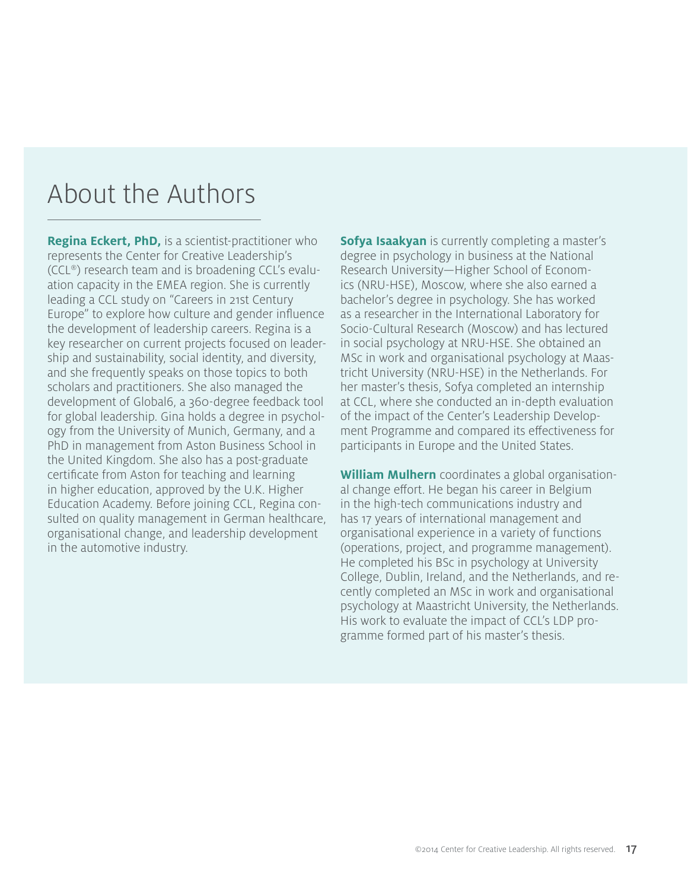# About the Authors

**Regina Eckert, PhD,** is a scientist-practitioner who represents the Center for Creative Leadership's (CCL®) research team and is broadening CCL's evaluation capacity in the EMEA region. She is currently leading a CCL study on "Careers in 21st Century Europe" to explore how culture and gender influence the development of leadership careers. Regina is a key researcher on current projects focused on leadership and sustainability, social identity, and diversity, and she frequently speaks on those topics to both scholars and practitioners. She also managed the development of Global6, a 360-degree feedback tool for global leadership. Gina holds a degree in psychology from the University of Munich, Germany, and a PhD in management from Aston Business School in the United Kingdom. She also has a post-graduate certificate from Aston for teaching and learning in higher education, approved by the U.K. Higher Education Academy. Before joining CCL, Regina consulted on quality management in German healthcare, organisational change, and leadership development in the automotive industry.

**Sofya Isaakyan** is currently completing a master's degree in psychology in business at the National Research University—Higher School of Economics (NRU-HSE), Moscow, where she also earned a bachelor's degree in psychology. She has worked as a researcher in the International Laboratory for Socio-Cultural Research (Moscow) and has lectured in social psychology at NRU-HSE. She obtained an MSc in work and organisational psychology at Maastricht University (NRU-HSE) in the Netherlands. For her master's thesis, Sofya completed an internship at CCL, where she conducted an in-depth evaluation of the impact of the Center's Leadership Development Programme and compared its effectiveness for participants in Europe and the United States.

**William Mulhern** coordinates a global organisational change effort. He began his career in Belgium in the high-tech communications industry and has 17 years of international management and organisational experience in a variety of functions (operations, project, and programme management). He completed his BSc in psychology at University College, Dublin, Ireland, and the Netherlands, and recently completed an MSc in work and organisational psychology at Maastricht University, the Netherlands. His work to evaluate the impact of CCL's LDP programme formed part of his master's thesis.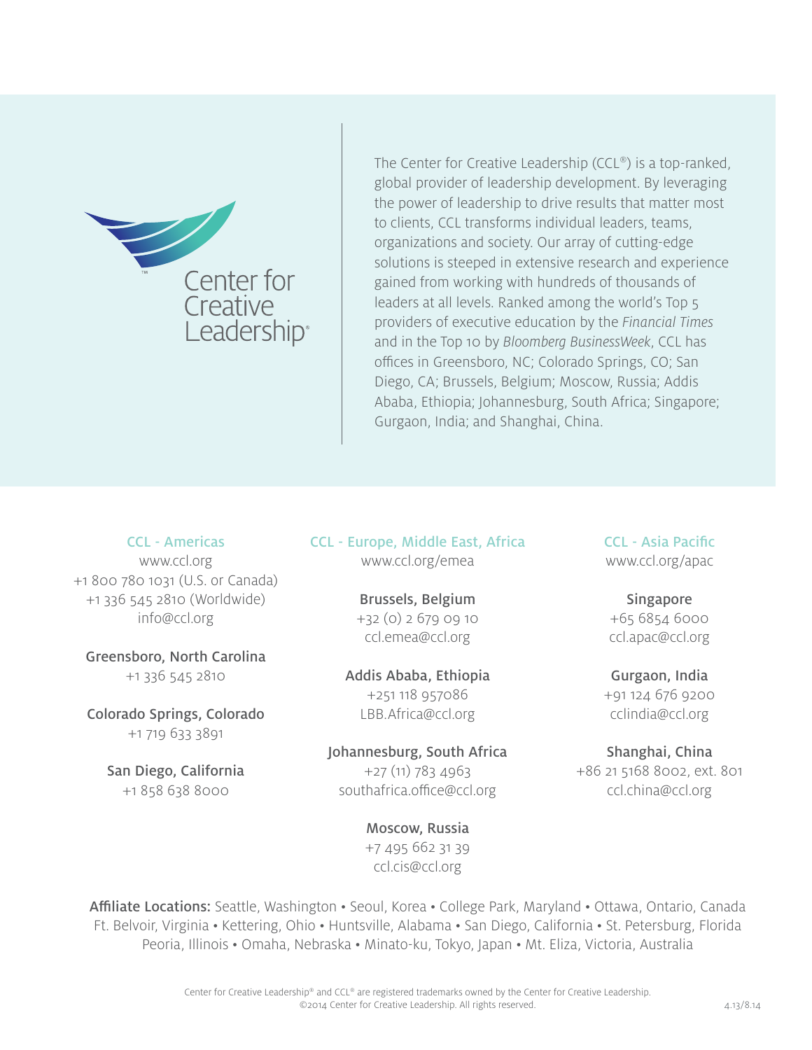Center for Creative Leadership®

The Center for Creative Leadership (CCL®) is a top-ranked, global provider of leadership development. By leveraging the power of leadership to drive results that matter most to clients, CCL transforms individual leaders, teams, organizations and society. Our array of cutting-edge solutions is steeped in extensive research and experience gained from working with hundreds of thousands of leaders at all levels. Ranked among the world's Top 5 providers of executive education by the *Financial Times* and in the Top 10 by *Bloomberg BusinessWeek*, CCL has offices in Greensboro, NC; Colorado Springs, CO; San Diego, CA; Brussels, Belgium; Moscow, Russia; Addis Ababa, Ethiopia; Johannesburg, South Africa; Singapore; Gurgaon, India; and Shanghai, China.

### CCL - Americas

www.ccl.org
+1 800 780 1031 (U.S. or Canada)
+1 336 545 2810 (Worldwide)
info@ccl.org

**Greensboro, North Carolina**
+1 336 545 2810

**Colorado Springs, Colorado**
+1 719 633 3891

**San Diego, California**
+1 858 638 8000

### CCL - Europe, Middle East, Africa

www.ccl.org/emea

**Brussels, Belgium**
+32 (0) 2 679 09 10
ccl.emea@ccl.org

**Addis Ababa, Ethiopia**
+251 118 957086
LBB.Africa@ccl.org

**Johannesburg, South Africa**
+27 (11) 783 4963
southafrica.office@ccl.org

**Moscow, Russia**
+7 495 662 31 39
ccl.cis@ccl.org

### CCL - Asia Pacific

www.ccl.org/apac

**Singapore**
+65 6854 6000
ccl.apac@ccl.org

**Gurgaon, India**
+91 124 676 9200
cclindia@ccl.org

**Shanghai, China**
+86 21 5168 8002, ext. 801
ccl.china@ccl.org

**Affiliate Locations:** Seattle, Washington • Seoul, Korea • College Park, Maryland • Ottawa, Ontario, Canada Ft. Belvoir, Virginia • Kettering, Ohio • Huntsville, Alabama • San Diego, California • St. Petersburg, Florida Peoria, Illinois • Omaha, Nebraska • Minato-ku, Tokyo, Japan • Mt. Eliza, Victoria, Australia

Center for Creative Leadership® and CCL® are registered trademarks owned by the Center for Creative Leadership.
©2014 Center for Creative Leadership. All rights reserved.

4.13/8.14